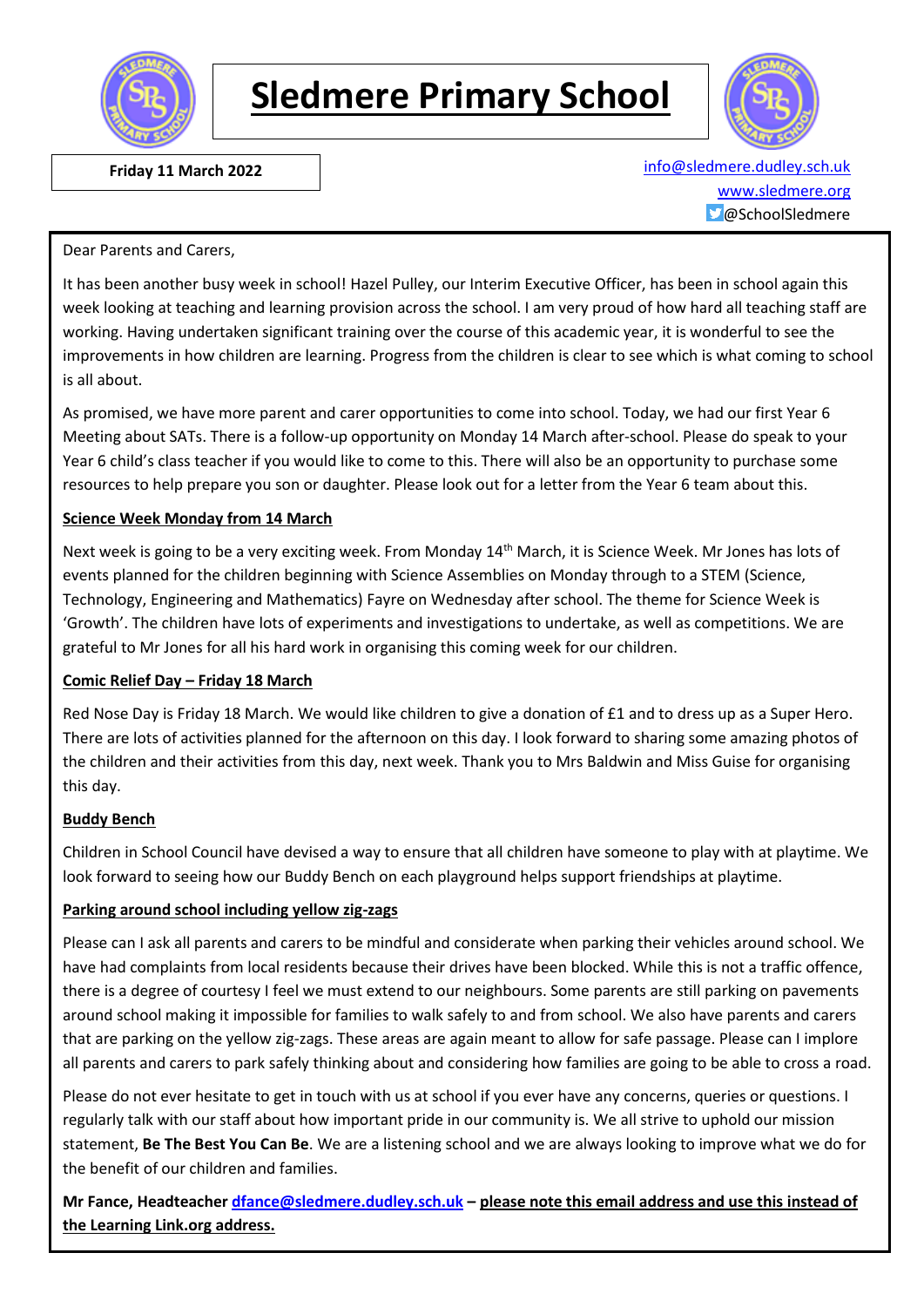# Sledmere Primary School

**Friday 11 March 2022**

info@sledmere.dudley.sch.uk
www.sledmere.org
@SchoolSledmere

Dear Parents and Carers,

It has been another busy week in school! Hazel Pulley, our Interim Executive Officer, has been in school again this week looking at teaching and learning provision across the school. I am very proud of how hard all teaching staff are working. Having undertaken significant training over the course of this academic year, it is wonderful to see the improvements in how children are learning. Progress from the children is clear to see which is what coming to school is all about.

As promised, we have more parent and carer opportunities to come into school. Today, we had our first Year 6 Meeting about SATs. There is a follow-up opportunity on Monday 14 March after-school. Please do speak to your Year 6 child's class teacher if you would like to come to this. There will also be an opportunity to purchase some resources to help prepare you son or daughter. Please look out for a letter from the Year 6 team about this.

**Science Week Monday from 14 March**

Next week is going to be a very exciting week. From Monday 14th March, it is Science Week. Mr Jones has lots of events planned for the children beginning with Science Assemblies on Monday through to a STEM (Science, Technology, Engineering and Mathematics) Fayre on Wednesday after school. The theme for Science Week is 'Growth'. The children have lots of experiments and investigations to undertake, as well as competitions. We are grateful to Mr Jones for all his hard work in organising this coming week for our children.

**Comic Relief Day – Friday 18 March**

Red Nose Day is Friday 18 March. We would like children to give a donation of £1 and to dress up as a Super Hero. There are lots of activities planned for the afternoon on this day. I look forward to sharing some amazing photos of the children and their activities from this day, next week. Thank you to Mrs Baldwin and Miss Guise for organising this day.

**Buddy Bench**

Children in School Council have devised a way to ensure that all children have someone to play with at playtime. We look forward to seeing how our Buddy Bench on each playground helps support friendships at playtime.

**Parking around school including yellow zig-zags**

Please can I ask all parents and carers to be mindful and considerate when parking their vehicles around school. We have had complaints from local residents because their drives have been blocked. While this is not a traffic offence, there is a degree of courtesy I feel we must extend to our neighbours. Some parents are still parking on pavements around school making it impossible for families to walk safely to and from school. We also have parents and carers that are parking on the yellow zig-zags. These areas are again meant to allow for safe passage. Please can I implore all parents and carers to park safely thinking about and considering how families are going to be able to cross a road.

Please do not ever hesitate to get in touch with us at school if you ever have any concerns, queries or questions. I regularly talk with our staff about how important pride in our community is. We all strive to uphold our mission statement, **Be The Best You Can Be**. We are a listening school and we are always looking to improve what we do for the benefit of our children and families.

**Mr Fance, Headteacher dfance@sledmere.dudley.sch.uk – please note this email address and use this instead of the Learning Link.org address.**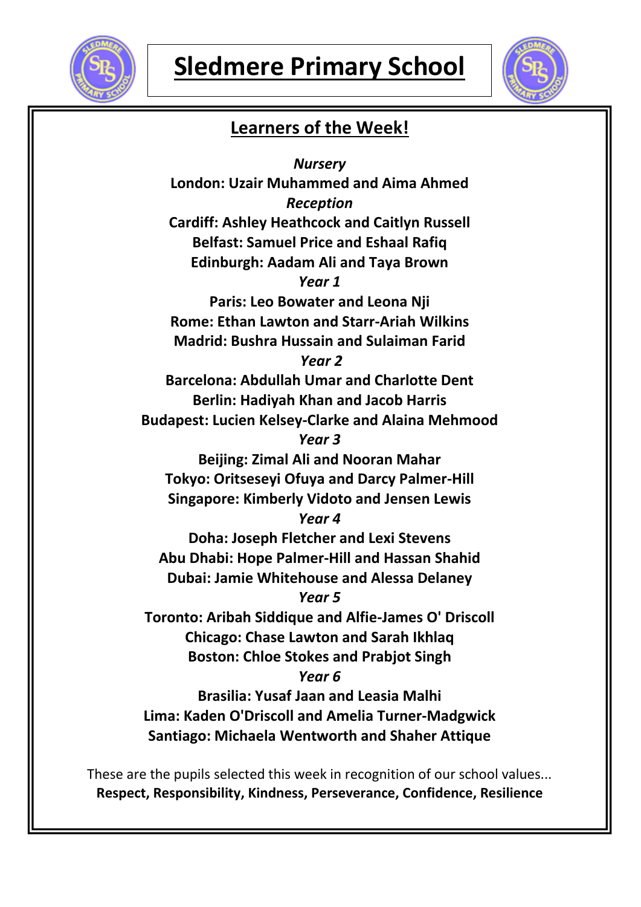# Sledmere Primary School

## Learners of the Week!

*Nursery*

**London: Uzair Muhammed and Aima Ahmed**

*Reception*

**Cardiff: Ashley Heathcock and Caitlyn Russell**

**Belfast: Samuel Price and Eshaal Rafiq**

**Edinburgh: Aadam Ali and Taya Brown**

*Year 1*

**Paris: Leo Bowater and Leona Nji**

**Rome: Ethan Lawton and Starr-Ariah Wilkins**

**Madrid: Bushra Hussain and Sulaiman Farid**

*Year 2*

**Barcelona: Abdullah Umar and Charlotte Dent**

**Berlin: Hadiyah Khan and Jacob Harris**

**Budapest: Lucien Kelsey-Clarke and Alaina Mehmood**

*Year 3*

**Beijing: Zimal Ali and Nooran Mahar**

**Tokyo: Oritseseyi Ofuya and Darcy Palmer-Hill**

**Singapore: Kimberly Vidoto and Jensen Lewis**

*Year 4*

**Doha: Joseph Fletcher and Lexi Stevens**

**Abu Dhabi: Hope Palmer-Hill and Hassan Shahid**

**Dubai: Jamie Whitehouse and Alessa Delaney**

*Year 5*

**Toronto: Aribah Siddique and Alfie-James O' Driscoll**

**Chicago: Chase Lawton and Sarah Ikhlaq**

**Boston: Chloe Stokes and Prabjot Singh**

*Year 6*

**Brasilia: Yusaf Jaan and Leasia Malhi**

**Lima: Kaden O'Driscoll and Amelia Turner-Madgwick**

**Santiago: Michaela Wentworth and Shaher Attique**

These are the pupils selected this week in recognition of our school values...
**Respect, Responsibility, Kindness, Perseverance, Confidence, Resilience**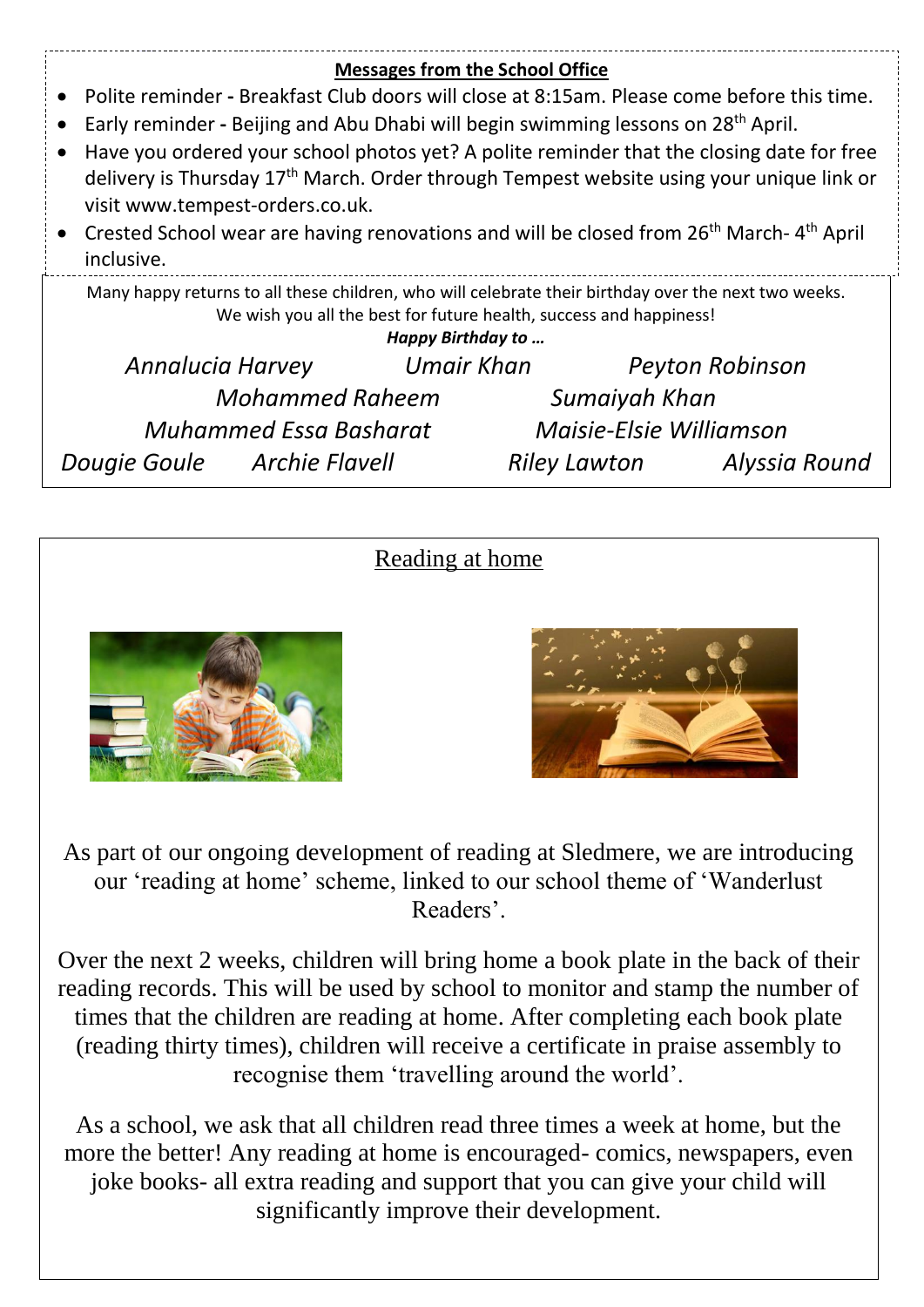**Messages from the School Office**

- Polite reminder - Breakfast Club doors will close at 8:15am. Please come before this time.
- Early reminder - Beijing and Abu Dhabi will begin swimming lessons on 28th April.
- Have you ordered your school photos yet? A polite reminder that the closing date for free delivery is Thursday 17th March. Order through Tempest website using your unique link or visit www.tempest-orders.co.uk.
- Crested School wear are having renovations and will be closed from 26th March- 4th April inclusive.

Many happy returns to all these children, who will celebrate their birthday over the next two weeks.
We wish you all the best for future health, success and happiness!

***Happy Birthday to …***

*Annalucia Harvey* *Umair Khan* *Peyton Robinson*

*Mohammed Raheem* *Sumaiyah Khan*

*Muhammed Essa Basharat* *Maisie-Elsie Williamson*

*Dougie Goule* *Archie Flavell* *Riley Lawton* *Alyssia Round*

## Reading at home

As part of our ongoing development of reading at Sledmere, we are introducing our 'reading at home' scheme, linked to our school theme of 'Wanderlust Readers'.

Over the next 2 weeks, children will bring home a book plate in the back of their reading records. This will be used by school to monitor and stamp the number of times that the children are reading at home. After completing each book plate (reading thirty times), children will receive a certificate in praise assembly to recognise them 'travelling around the world'.

As a school, we ask that all children read three times a week at home, but the more the better! Any reading at home is encouraged- comics, newspapers, even joke books- all extra reading and support that you can give your child will significantly improve their development.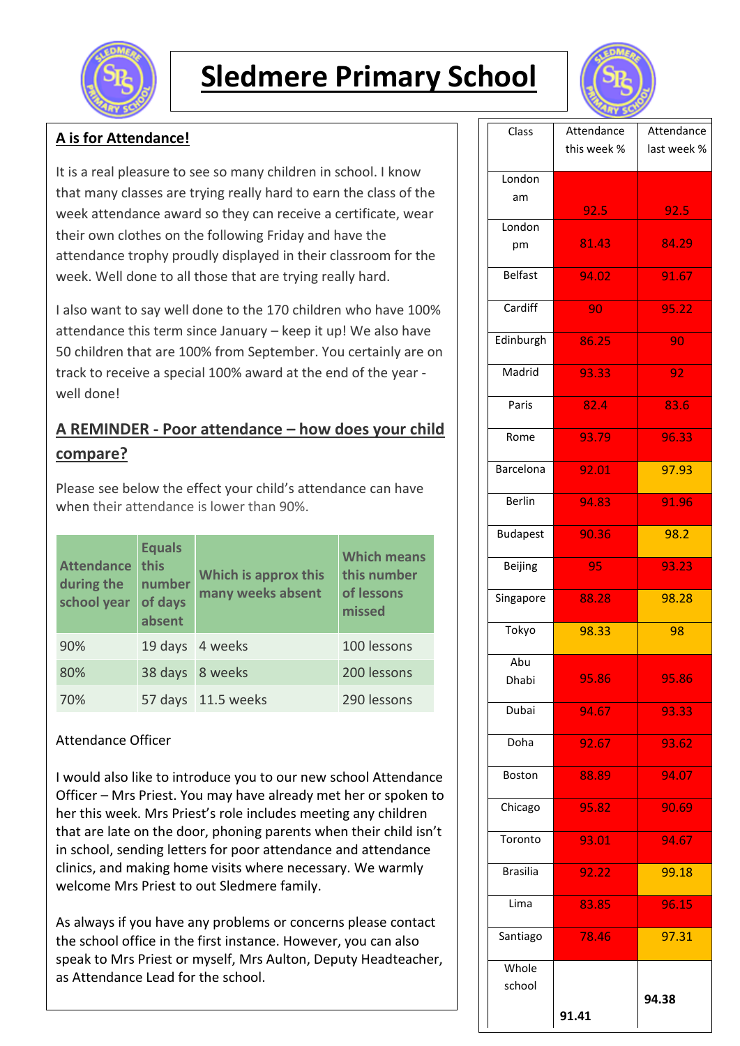# Sledmere Primary School

## A is for Attendance!

It is a real pleasure to see so many children in school. I know that many classes are trying really hard to earn the class of the week attendance award so they can receive a certificate, wear their own clothes on the following Friday and have the attendance trophy proudly displayed in their classroom for the week. Well done to all those that are trying really hard.

I also want to say well done to the 170 children who have 100% attendance this term since January – keep it up! We also have 50 children that are 100% from September. You certainly are on track to receive a special 100% award at the end of the year - well done!

## A REMINDER - Poor attendance – how does your child compare?

Please see below the effect your child's attendance can have when their attendance is lower than 90%.

| Attendance during the school year | Equals this number of days absent | Which is approx this many weeks absent | Which means this number of lessons missed |
|---|---|---|---|
| 90% | 19 days | 4 weeks | 100 lessons |
| 80% | 38 days | 8 weeks | 200 lessons |
| 70% | 57 days | 11.5 weeks | 290 lessons |

Attendance Officer

I would also like to introduce you to our new school Attendance Officer – Mrs Priest. You may have already met her or spoken to her this week. Mrs Priest's role includes meeting any children that are late on the door, phoning parents when their child isn't in school, sending letters for poor attendance and attendance clinics, and making home visits where necessary. We warmly welcome Mrs Priest to out Sledmere family.

As always if you have any problems or concerns please contact the school office in the first instance. However, you can also speak to Mrs Priest or myself, Mrs Aulton, Deputy Headteacher, as Attendance Lead for the school.

| Class | Attendance this week % | Attendance last week % |
|---|---|---|
| London am | 92.5 | 92.5 |
| London pm | 81.43 | 84.29 |
| Belfast | 94.02 | 91.67 |
| Cardiff | 90 | 95.22 |
| Edinburgh | 86.25 | 90 |
| Madrid | 93.33 | 92 |
| Paris | 82.4 | 83.6 |
| Rome | 93.79 | 96.33 |
| Barcelona | 92.01 | 97.93 |
| Berlin | 94.83 | 91.96 |
| Budapest | 90.36 | 98.2 |
| Beijing | 95 | 93.23 |
| Singapore | 88.28 | 98.28 |
| Tokyo | 98.33 | 98 |
| Abu Dhabi | 95.86 | 95.86 |
| Dubai | 94.67 | 93.33 |
| Doha | 92.67 | 93.62 |
| Boston | 88.89 | 94.07 |
| Chicago | 95.82 | 90.69 |
| Toronto | 93.01 | 94.67 |
| Brasilia | 92.22 | 99.18 |
| Lima | 83.85 | 96.15 |
| Santiago | 78.46 | 97.31 |
| Whole school | **91.41** | **94.38** |